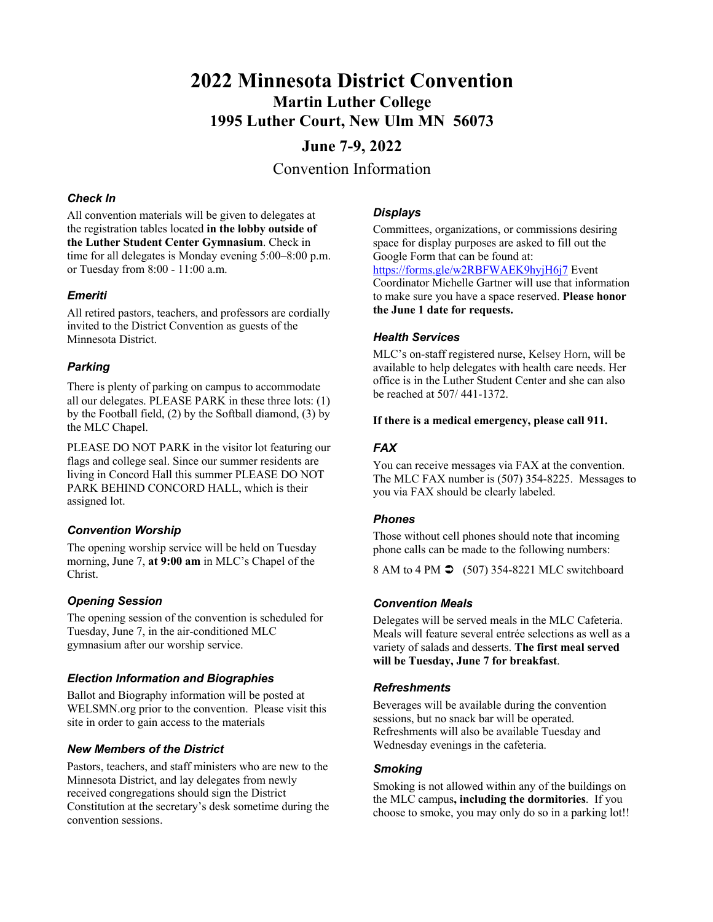# 2022 Minnesota District Convention

## Martin Luther College

## 1995 Luther Court, New Ulm MN 56073

## June 7-9, 2022

Convention Information

### *Check In*

All convention materials will be given to delegates at the registration tables located **in the lobby outside of the Luther Student Center Gymnasium**. Check in time for all delegates is Monday evening 5:00–8:00 p.m. or Tuesday from 8:00 - 11:00 a.m.

### *Emeriti*

All retired pastors, teachers, and professors are cordially invited to the District Convention as guests of the Minnesota District.

### *Parking*

There is plenty of parking on campus to accommodate all our delegates. PLEASE PARK in these three lots: (1) by the Football field, (2) by the Softball diamond, (3) by the MLC Chapel.

PLEASE DO NOT PARK in the visitor lot featuring our flags and college seal. Since our summer residents are living in Concord Hall this summer PLEASE DO NOT PARK BEHIND CONCORD HALL, which is their assigned lot.

### *Convention Worship*

The opening worship service will be held on Tuesday morning, June 7, **at 9:00 am** in MLC's Chapel of the Christ.

### *Opening Session*

The opening session of the convention is scheduled for Tuesday, June 7, in the air-conditioned MLC gymnasium after our worship service.

### *Election Information and Biographies*

Ballot and Biography information will be posted at WELSMN.org prior to the convention. Please visit this site in order to gain access to the materials

### *New Members of the District*

Pastors, teachers, and staff ministers who are new to the Minnesota District, and lay delegates from newly received congregations should sign the District Constitution at the secretary's desk sometime during the convention sessions.

### *Displays*

Committees, organizations, or commissions desiring space for display purposes are asked to fill out the Google Form that can be found at: https://forms.gle/w2RBFWAEK9hyjH6j7 Event Coordinator Michelle Gartner will use that information to make sure you have a space reserved. **Please honor the June 1 date for requests.**

### *Health Services*

MLC's on-staff registered nurse, Kelsey Horn, will be available to help delegates with health care needs. Her office is in the Luther Student Center and she can also be reached at 507/ 441-1372.

**If there is a medical emergency, please call 911.**

### *FAX*

You can receive messages via FAX at the convention. The MLC FAX number is (507) 354-8225. Messages to you via FAX should be clearly labeled.

### *Phones*

Those without cell phones should note that incoming phone calls can be made to the following numbers:

8 AM to 4 PM ➲ (507) 354-8221 MLC switchboard

### *Convention Meals*

Delegates will be served meals in the MLC Cafeteria. Meals will feature several entrée selections as well as a variety of salads and desserts. **The first meal served will be Tuesday, June 7 for breakfast**.

### *Refreshments*

Beverages will be available during the convention sessions, but no snack bar will be operated. Refreshments will also be available Tuesday and Wednesday evenings in the cafeteria.

### *Smoking*

Smoking is not allowed within any of the buildings on the MLC campus**, including the dormitories**. If you choose to smoke, you may only do so in a parking lot!!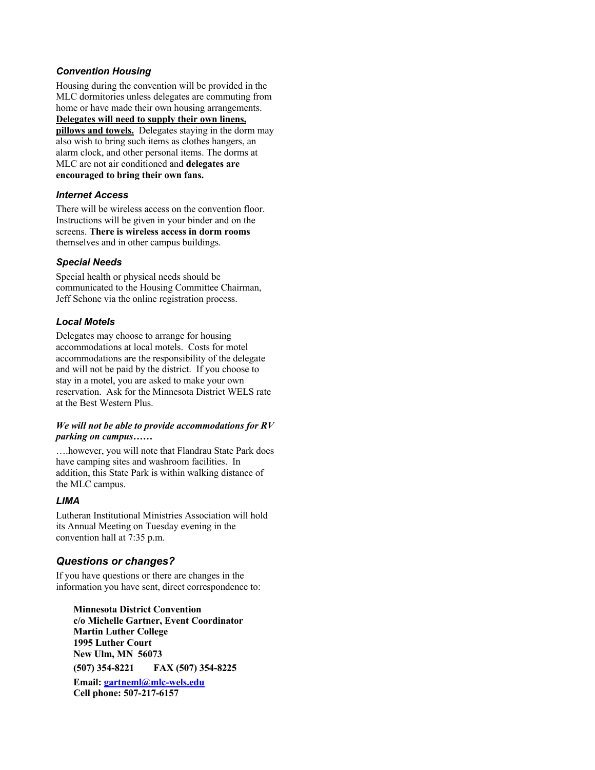### *Convention Housing*

Housing during the convention will be provided in the MLC dormitories unless delegates are commuting from home or have made their own housing arrangements. **Delegates will need to supply their own linens, pillows and towels.** Delegates staying in the dorm may also wish to bring such items as clothes hangers, an alarm clock, and other personal items. The dorms at MLC are not air conditioned and **delegates are encouraged to bring their own fans.**

### *Internet Access*

There will be wireless access on the convention floor. Instructions will be given in your binder and on the screens. **There is wireless access in dorm rooms** themselves and in other campus buildings.

### *Special Needs*

Special health or physical needs should be communicated to the Housing Committee Chairman, Jeff Schone via the online registration process.

### *Local Motels*

Delegates may choose to arrange for housing accommodations at local motels. Costs for motel accommodations are the responsibility of the delegate and will not be paid by the district. If you choose to stay in a motel, you are asked to make your own reservation. Ask for the Minnesota District WELS rate at the Best Western Plus.

***We will not be able to provide accommodations for RV parking on campus……***

….however, you will note that Flandrau State Park does have camping sites and washroom facilities. In addition, this State Park is within walking distance of the MLC campus.

### *LIMA*

Lutheran Institutional Ministries Association will hold its Annual Meeting on Tuesday evening in the convention hall at 7:35 p.m.

## *Questions or changes?*

If you have questions or there are changes in the information you have sent, direct correspondence to:

**Minnesota District Convention**
**c/o Michelle Gartner, Event Coordinator**
**Martin Luther College**
**1995 Luther Court**
**New Ulm, MN 56073**

**(507) 354-8221 FAX (507) 354-8225**

**Email: gartneml@mlc-wels.edu**
**Cell phone: 507-217-6157**